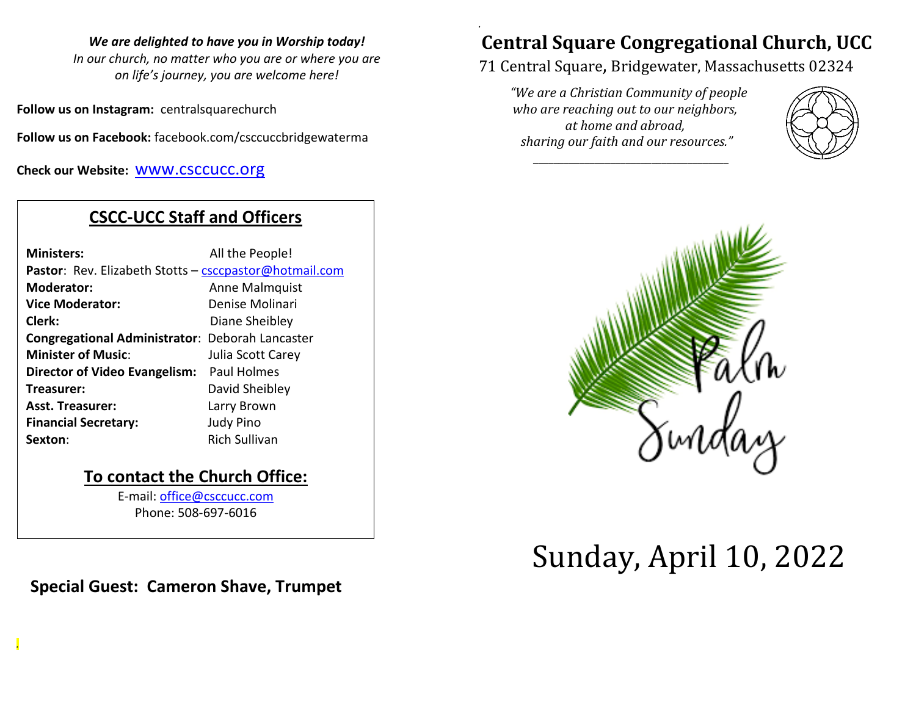***We are delighted to have you in Worship today!***
*In our church, no matter who you are or where you are on life's journey, you are welcome here!*

**Follow us on Instagram:** centralsquarechurch

**Follow us on Facebook:** facebook.com/csccuccbridgewaterma

**Check our Website:** www.csccucc.org

## CSCC-UCC Staff and Officers

| | |
|---|---|
| **Ministers:** | All the People! |
| **Pastor**: Rev. Elizabeth Stotts – csccpastor@hotmail.com | |
| **Moderator:** | Anne Malmquist |
| **Vice Moderator:** | Denise Molinari |
| **Clerk:** | Diane Sheibley |
| **Congregational Administrator**: | Deborah Lancaster |
| **Minister of Music**: | Julia Scott Carey |
| **Director of Video Evangelism:** | Paul Holmes |
| **Treasurer:** | David Sheibley |
| **Asst. Treasurer:** | Larry Brown |
| **Financial Secretary:** | Judy Pino |
| **Sexton**: | Rich Sullivan |

### To contact the Church Office:

E-mail: office@csccucc.com
Phone: 508-697-6016

**Special Guest: Cameron Shave, Trumpet**

# Central Square Congregational Church, UCC

71 Central Square, Bridgewater, Massachusetts 02324

*"We are a Christian Community of people who are reaching out to our neighbors, at home and abroad, sharing our faith and our resources."*

Palm Sunday

# Sunday, April 10, 2022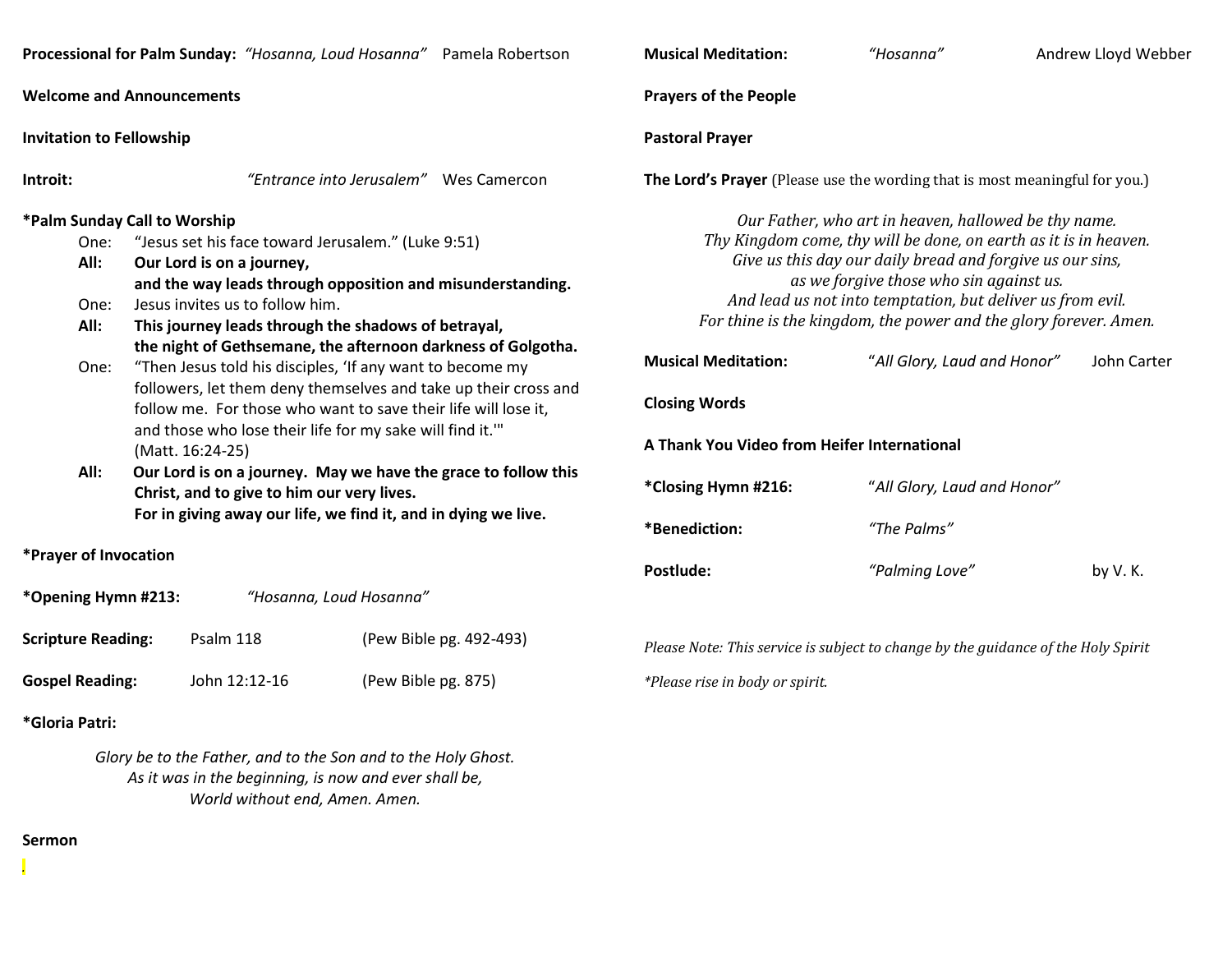**Processional for Palm Sunday:** *"Hosanna, Loud Hosanna"* Pamela Robertson

**Welcome and Announcements**

**Invitation to Fellowship**

**Introit:** *"Entrance into Jerusalem"* Wes Camercon

**\*Palm Sunday Call to Worship**

One: "Jesus set his face toward Jerusalem." (Luke 9:51)

**All: Our Lord is on a journey,**
**and the way leads through opposition and misunderstanding.**

One: Jesus invites us to follow him.

**All: This journey leads through the shadows of betrayal,**
**the night of Gethsemane, the afternoon darkness of Golgotha.**

One: "Then Jesus told his disciples, 'If any want to become my followers, let them deny themselves and take up their cross and follow me. For those who want to save their life will lose it, and those who lose their life for my sake will find it.'" (Matt. 16:24-25)

**All: Our Lord is on a journey. May we have the grace to follow this Christ, and to give to him our very lives.**
**For in giving away our life, we find it, and in dying we live.**

**\*Prayer of Invocation**

**\*Opening Hymn #213:** *"Hosanna, Loud Hosanna"*

**Scripture Reading:** Psalm 118 (Pew Bible pg. 492-493)

**Gospel Reading:** John 12:12-16 (Pew Bible pg. 875)

**\*Gloria Patri:**

*Glory be to the Father, and to the Son and to the Holy Ghost.*
*As it was in the beginning, is now and ever shall be,*
*World without end, Amen. Amen.*

**Sermon**

.

**Musical Meditation:** *"Hosanna"* Andrew Lloyd Webber

**Prayers of the People**

**Pastoral Prayer**

**The Lord's Prayer** (Please use the wording that is most meaningful for you.)

*Our Father, who art in heaven, hallowed be thy name.*
*Thy Kingdom come, thy will be done, on earth as it is in heaven.*
*Give us this day our daily bread and forgive us our sins,*
*as we forgive those who sin against us.*
*And lead us not into temptation, but deliver us from evil.*
*For thine is the kingdom, the power and the glory forever. Amen.*

**Musical Meditation:** "*All Glory, Laud and Honor"* John Carter

**Closing Words**

**A Thank You Video from Heifer International**

**\*Closing Hymn #216:** "*All Glory, Laud and Honor"*

**\*Benediction:** *"The Palms"*

**Postlude:** *"Palming Love"* by V. K.

*Please Note: This service is subject to change by the guidance of the Holy Spirit*

*\*Please rise in body or spirit.*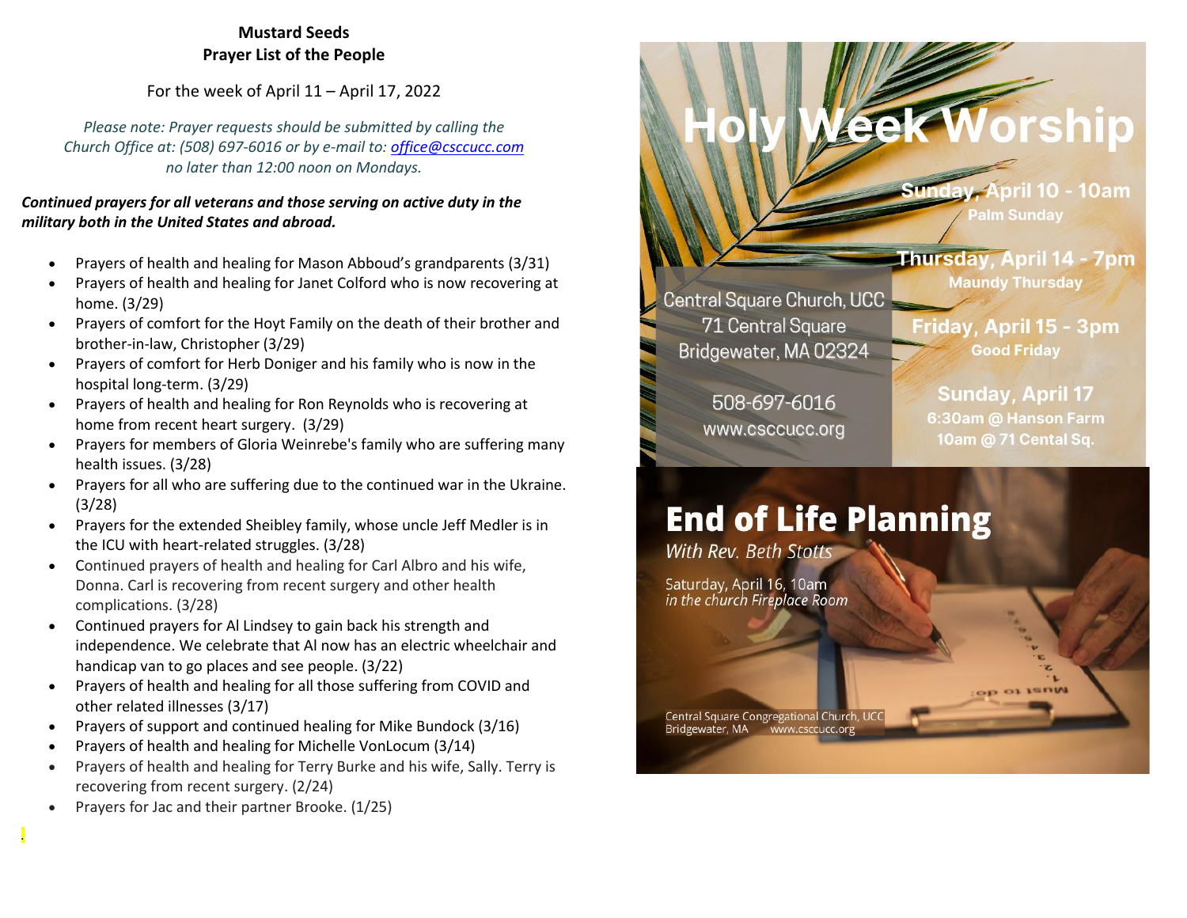**Mustard Seeds**
**Prayer List of the People**

For the week of April 11 – April 17, 2022

*Please note: Prayer requests should be submitted by calling the Church Office at: (508) 697-6016 or by e-mail to: office@csccucc.com no later than 12:00 noon on Mondays.*

***Continued prayers for all veterans and those serving on active duty in the military both in the United States and abroad.***

- Prayers of health and healing for Mason Abboud's grandparents (3/31)
- Prayers of health and healing for Janet Colford who is now recovering at home. (3/29)
- Prayers of comfort for the Hoyt Family on the death of their brother and brother-in-law, Christopher (3/29)
- Prayers of comfort for Herb Doniger and his family who is now in the hospital long-term. (3/29)
- Prayers of health and healing for Ron Reynolds who is recovering at home from recent heart surgery. (3/29)
- Prayers for members of Gloria Weinrebe's family who are suffering many health issues. (3/28)
- Prayers for all who are suffering due to the continued war in the Ukraine. (3/28)
- Prayers for the extended Sheibley family, whose uncle Jeff Medler is in the ICU with heart-related struggles. (3/28)
- Continued prayers of health and healing for Carl Albro and his wife, Donna. Carl is recovering from recent surgery and other health complications. (3/28)
- Continued prayers for Al Lindsey to gain back his strength and independence. We celebrate that Al now has an electric wheelchair and handicap van to go places and see people. (3/22)
- Prayers of health and healing for all those suffering from COVID and other related illnesses (3/17)
- Prayers of support and continued healing for Mike Bundock (3/16)
- Prayers of health and healing for Michelle VonLocum (3/14)
- Prayers of health and healing for Terry Burke and his wife, Sally. Terry is recovering from recent surgery. (2/24)
- Prayers for Jac and their partner Brooke. (1/25)

# Holy Week Worship

Central Square Church, UCC
71 Central Square
Bridgewater, MA 02324

508-697-6016
www.csccucc.org

**Sunday, April 10 - 10am**
Palm Sunday

**Thursday, April 14 - 7pm**
Maundy Thursday

**Friday, April 15 - 3pm**
Good Friday

**Sunday, April 17**
6:30am @ Hanson Farm
10am @ 71 Cental Sq.

# End of Life Planning

*With Rev. Beth Stotts*

Saturday, April 16, 10am
*in the church Fireplace Room*

Central Square Congregational Church, UCC
Bridgewater, MA www.csccucc.org